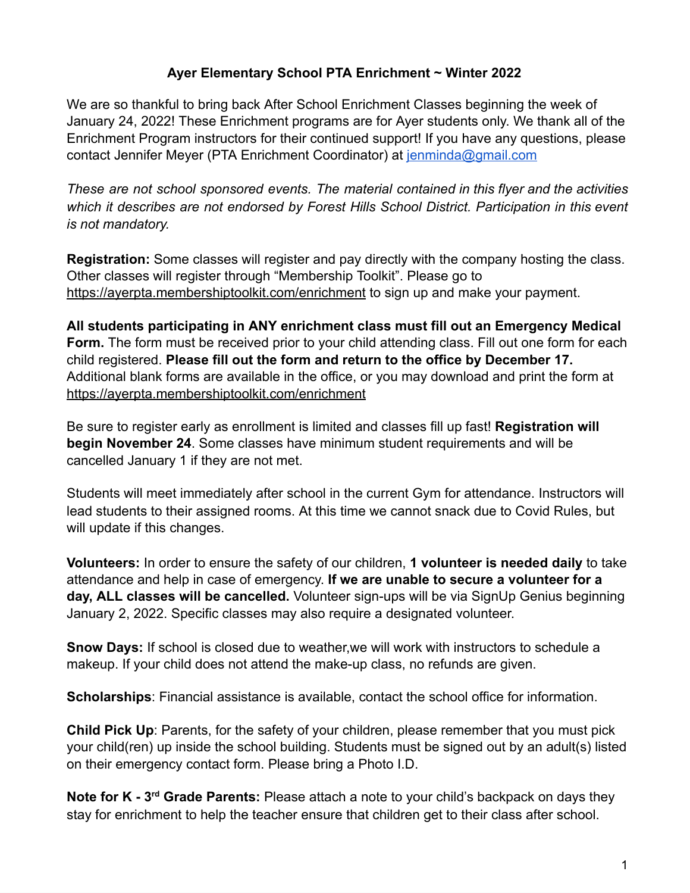# Ayer Elementary School PTA Enrichment ~ Winter 2022

We are so thankful to bring back After School Enrichment Classes beginning the week of January 24, 2022! These Enrichment programs are for Ayer students only. We thank all of the Enrichment Program instructors for their continued support! If you have any questions, please contact Jennifer Meyer (PTA Enrichment Coordinator) at jenminda@gmail.com

*These are not school sponsored events. The material contained in this flyer and the activities which it describes are not endorsed by Forest Hills School District. Participation in this event is not mandatory.*

**Registration:** Some classes will register and pay directly with the company hosting the class. Other classes will register through "Membership Toolkit". Please go to https://ayerpta.membershiptoolkit.com/enrichment to sign up and make your payment.

**All students participating in ANY enrichment class must fill out an Emergency Medical Form.** The form must be received prior to your child attending class. Fill out one form for each child registered. **Please fill out the form and return to the office by December 17.** Additional blank forms are available in the office, or you may download and print the form at https://ayerpta.membershiptoolkit.com/enrichment

Be sure to register early as enrollment is limited and classes fill up fast! **Registration will begin November 24**. Some classes have minimum student requirements and will be cancelled January 1 if they are not met.

Students will meet immediately after school in the current Gym for attendance. Instructors will lead students to their assigned rooms. At this time we cannot snack due to Covid Rules, but will update if this changes.

**Volunteers:** In order to ensure the safety of our children, **1 volunteer is needed daily** to take attendance and help in case of emergency. **If we are unable to secure a volunteer for a day, ALL classes will be cancelled.** Volunteer sign-ups will be via SignUp Genius beginning January 2, 2022. Specific classes may also require a designated volunteer.

**Snow Days:** If school is closed due to weather,we will work with instructors to schedule a makeup. If your child does not attend the make-up class, no refunds are given.

**Scholarships**: Financial assistance is available, contact the school office for information.

**Child Pick Up**: Parents, for the safety of your children, please remember that you must pick your child(ren) up inside the school building. Students must be signed out by an adult(s) listed on their emergency contact form. Please bring a Photo I.D.

**Note for K - 3rd Grade Parents:** Please attach a note to your child's backpack on days they stay for enrichment to help the teacher ensure that children get to their class after school.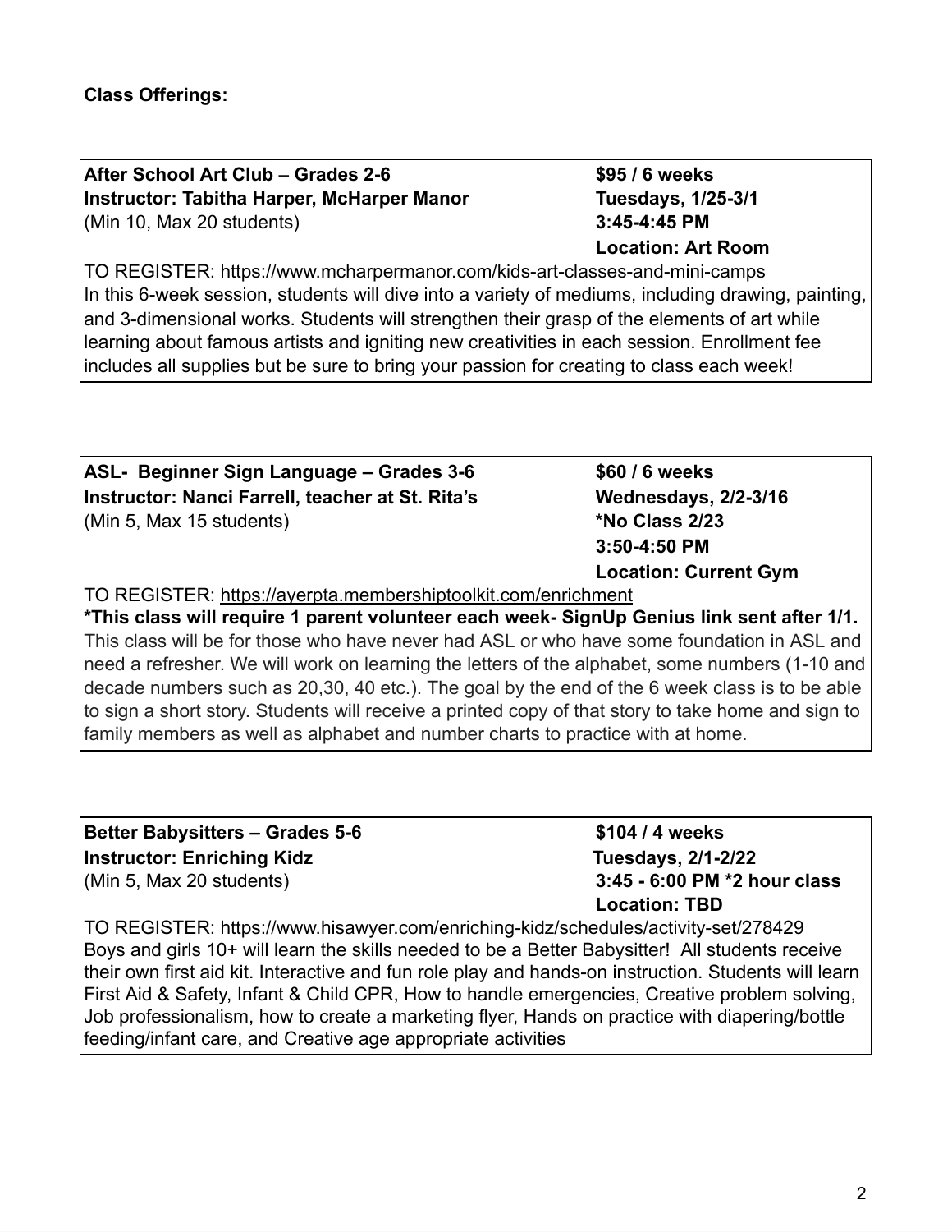**Class Offerings:**

**After School Art Club** – **Grades 2-6**
**Instructor: Tabitha Harper, McHarper Manor**
(Min 10, Max 20 students)

**$95 / 6 weeks**
**Tuesdays, 1/25-3/1**
**3:45-4:45 PM**
**Location: Art Room**

TO REGISTER: https://www.mcharpermanor.com/kids-art-classes-and-mini-camps
In this 6-week session, students will dive into a variety of mediums, including drawing, painting, and 3-dimensional works. Students will strengthen their grasp of the elements of art while learning about famous artists and igniting new creativities in each session. Enrollment fee includes all supplies but be sure to bring your passion for creating to class each week!

---

**ASL- Beginner Sign Language – Grades 3-6**
**Instructor: Nanci Farrell, teacher at St. Rita's**
(Min 5, Max 15 students)

**$60 / 6 weeks**
**Wednesdays, 2/2-3/16**
**\*No Class 2/23**
**3:50-4:50 PM**
**Location: Current Gym**

TO REGISTER: https://ayerpta.membershiptoolkit.com/enrichment
**\*This class will require 1 parent volunteer each week- SignUp Genius link sent after 1/1.**
This class will be for those who have never had ASL or who have some foundation in ASL and need a refresher. We will work on learning the letters of the alphabet, some numbers (1-10 and decade numbers such as 20,30, 40 etc.). The goal by the end of the 6 week class is to be able to sign a short story. Students will receive a printed copy of that story to take home and sign to family members as well as alphabet and number charts to practice with at home.

---

**Better Babysitters – Grades 5-6**
**Instructor: Enriching Kidz**
(Min 5, Max 20 students)

**$104 / 4 weeks**
**Tuesdays, 2/1-2/22**
**3:45 - 6:00 PM \*2 hour class**
**Location: TBD**

TO REGISTER: https://www.hisawyer.com/enriching-kidz/schedules/activity-set/278429
Boys and girls 10+ will learn the skills needed to be a Better Babysitter! All students receive their own first aid kit. Interactive and fun role play and hands-on instruction. Students will learn First Aid & Safety, Infant & Child CPR, How to handle emergencies, Creative problem solving, Job professionalism, how to create a marketing flyer, Hands on practice with diapering/bottle feeding/infant care, and Creative age appropriate activities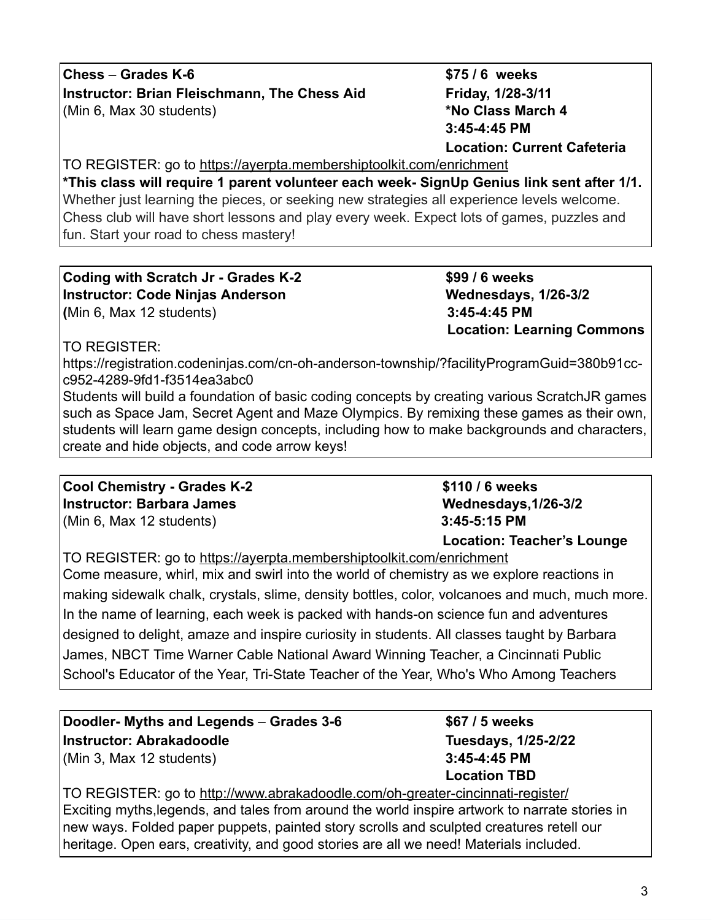**Chess** – **Grades K-6**
**Instructor: Brian Fleischmann, The Chess Aid**
(Min 6, Max 30 students)

**$75 / 6 weeks**
**Friday, 1/28-3/11**
***No Class March 4**
**3:45-4:45 PM**
**Location: Current Cafeteria**

TO REGISTER: go to https://ayerpta.membershiptoolkit.com/enrichment

***This class will require 1 parent volunteer each week- SignUp Genius link sent after 1/1.**

Whether just learning the pieces, or seeking new strategies all experience levels welcome. Chess club will have short lessons and play every week. Expect lots of games, puzzles and fun. Start your road to chess mastery!

---

**Coding with Scratch Jr - Grades K-2**
**Instructor: Code Ninjas Anderson**
**(**Min 6, Max 12 students)

**$99 / 6 weeks**
**Wednesdays, 1/26-3/2**
**3:45-4:45 PM**
**Location: Learning Commons**

TO REGISTER:
https://registration.codeninjas.com/cn-oh-anderson-township/?facilityProgramGuid=380b91cc-c952-4289-9fd1-f3514ea3abc0

Students will build a foundation of basic coding concepts by creating various ScratchJR games such as Space Jam, Secret Agent and Maze Olympics. By remixing these games as their own, students will learn game design concepts, including how to make backgrounds and characters, create and hide objects, and code arrow keys!

---

**Cool Chemistry - Grades K-2**
**Instructor: Barbara James**
(Min 6, Max 12 students)

**$110 / 6 weeks**
**Wednesdays,1/26-3/2**
**3:45-5:15 PM**
**Location: Teacher's Lounge**

TO REGISTER: go to https://ayerpta.membershiptoolkit.com/enrichment

Come measure, whirl, mix and swirl into the world of chemistry as we explore reactions in making sidewalk chalk, crystals, slime, density bottles, color, volcanoes and much, much more. In the name of learning, each week is packed with hands-on science fun and adventures designed to delight, amaze and inspire curiosity in students. All classes taught by Barbara James, NBCT Time Warner Cable National Award Winning Teacher, a Cincinnati Public School's Educator of the Year, Tri-State Teacher of the Year, Who's Who Among Teachers

---

**Doodler- Myths and Legends** – **Grades 3-6**
**Instructor: Abrakadoodle**
(Min 3, Max 12 students)

**$67 / 5 weeks**
**Tuesdays, 1/25-2/22**
**3:45-4:45 PM**
**Location TBD**

TO REGISTER: go to http://www.abrakadoodle.com/oh-greater-cincinnati-register/

Exciting myths,legends, and tales from around the world inspire artwork to narrate stories in new ways. Folded paper puppets, painted story scrolls and sculpted creatures retell our heritage. Open ears, creativity, and good stories are all we need! Materials included.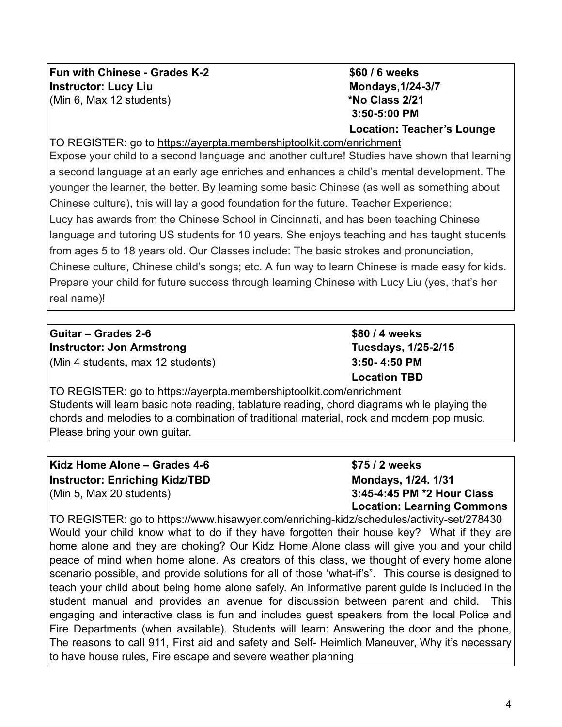**Fun with Chinese - Grades K-2**
**Instructor: Lucy Liu**
(Min 6, Max 12 students)

**$60 / 6 weeks**
**Mondays,1/24-3/7**
***No Class 2/21**
**3:50-5:00 PM**
**Location: Teacher's Lounge**

TO REGISTER: go to https://ayerpta.membershiptoolkit.com/enrichment

Expose your child to a second language and another culture! Studies have shown that learning a second language at an early age enriches and enhances a child's mental development. The younger the learner, the better. By learning some basic Chinese (as well as something about Chinese culture), this will lay a good foundation for the future. Teacher Experience: Lucy has awards from the Chinese School in Cincinnati, and has been teaching Chinese language and tutoring US students for 10 years. She enjoys teaching and has taught students from ages 5 to 18 years old. Our Classes include: The basic strokes and pronunciation, Chinese culture, Chinese child's songs; etc. A fun way to learn Chinese is made easy for kids. Prepare your child for future success through learning Chinese with Lucy Liu (yes, that's her real name)!

---

**Guitar – Grades 2-6**
**Instructor: Jon Armstrong**
(Min 4 students, max 12 students)

**$80 / 4 weeks**
**Tuesdays, 1/25-2/15**
**3:50- 4:50 PM**
**Location TBD**

TO REGISTER: go to https://ayerpta.membershiptoolkit.com/enrichment

Students will learn basic note reading, tablature reading, chord diagrams while playing the chords and melodies to a combination of traditional material, rock and modern pop music. Please bring your own guitar.

---

**Kidz Home Alone – Grades 4-6**
**Instructor: Enriching Kidz/TBD**
(Min 5, Max 20 students)

**$75 / 2 weeks**
**Mondays, 1/24. 1/31**
**3:45-4:45 PM *2 Hour Class**
**Location: Learning Commons**

TO REGISTER: go to https://www.hisawyer.com/enriching-kidz/schedules/activity-set/278430

Would your child know what to do if they have forgotten their house key? What if they are home alone and they are choking? Our Kidz Home Alone class will give you and your child peace of mind when home alone. As creators of this class, we thought of every home alone scenario possible, and provide solutions for all of those 'what-if's". This course is designed to teach your child about being home alone safely. An informative parent guide is included in the student manual and provides an avenue for discussion between parent and child. This engaging and interactive class is fun and includes guest speakers from the local Police and Fire Departments (when available). Students will learn: Answering the door and the phone, The reasons to call 911, First aid and safety and Self- Heimlich Maneuver, Why it's necessary to have house rules, Fire escape and severe weather planning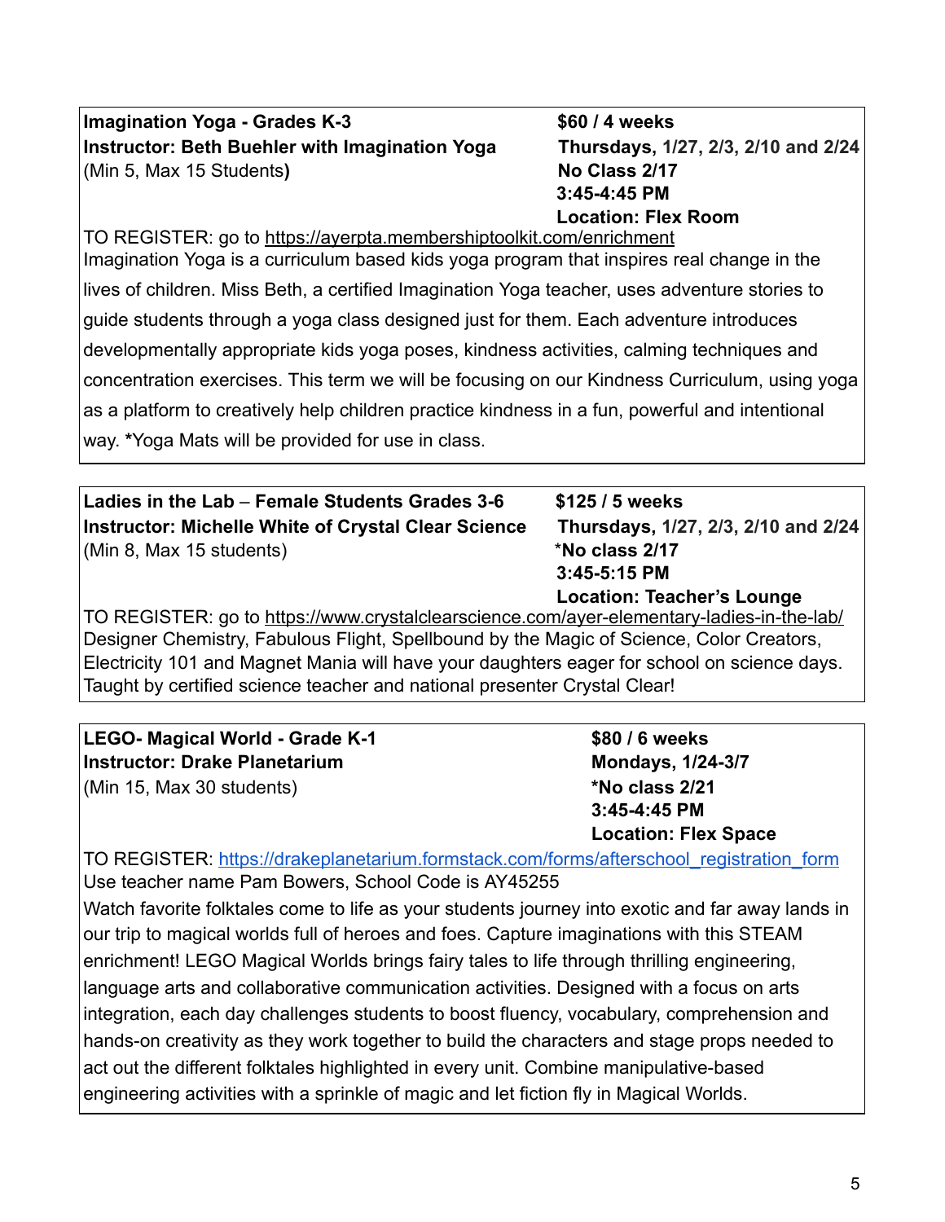**Imagination Yoga - Grades K-3**
**Instructor: Beth Buehler with Imagination Yoga**
(Min 5, Max 15 Students**)**

**$60 / 4 weeks**
**Thursdays, 1/27, 2/3, 2/10 and 2/24**
**No Class 2/17**
**3:45-4:45 PM**
**Location: Flex Room**

TO REGISTER: go to https://ayerpta.membershiptoolkit.com/enrichment

Imagination Yoga is a curriculum based kids yoga program that inspires real change in the lives of children. Miss Beth, a certified Imagination Yoga teacher, uses adventure stories to guide students through a yoga class designed just for them. Each adventure introduces developmentally appropriate kids yoga poses, kindness activities, calming techniques and concentration exercises. This term we will be focusing on our Kindness Curriculum, using yoga as a platform to creatively help children practice kindness in a fun, powerful and intentional way. ***Yoga Mats will be provided for use in class.

---

**Ladies in the Lab** – **Female Students Grades 3-6**
**Instructor: Michelle White of Crystal Clear Science**
(Min 8, Max 15 students)

**$125 / 5 weeks**
**Thursdays, 1/27, 2/3, 2/10 and 2/24**
*__No class 2/17__
**3:45-5:15 PM**
**Location: Teacher's Lounge**

TO REGISTER: go to https://www.crystalclearscience.com/ayer-elementary-ladies-in-the-lab/

Designer Chemistry, Fabulous Flight, Spellbound by the Magic of Science, Color Creators, Electricity 101 and Magnet Mania will have your daughters eager for school on science days. Taught by certified science teacher and national presenter Crystal Clear!

---

**LEGO- Magical World - Grade K-1**
**Instructor: Drake Planetarium**
(Min 15, Max 30 students)

**$80 / 6 weeks**
**Mondays, 1/24-3/7**
***No class 2/21**
**3:45-4:45 PM**
**Location: Flex Space**

TO REGISTER: https://drakeplanetarium.formstack.com/forms/afterschool_registration_form

Use teacher name Pam Bowers, School Code is AY45255

Watch favorite folktales come to life as your students journey into exotic and far away lands in our trip to magical worlds full of heroes and foes. Capture imaginations with this STEAM enrichment! LEGO Magical Worlds brings fairy tales to life through thrilling engineering, language arts and collaborative communication activities. Designed with a focus on arts integration, each day challenges students to boost fluency, vocabulary, comprehension and hands-on creativity as they work together to build the characters and stage props needed to act out the different folktales highlighted in every unit. Combine manipulative-based engineering activities with a sprinkle of magic and let fiction fly in Magical Worlds.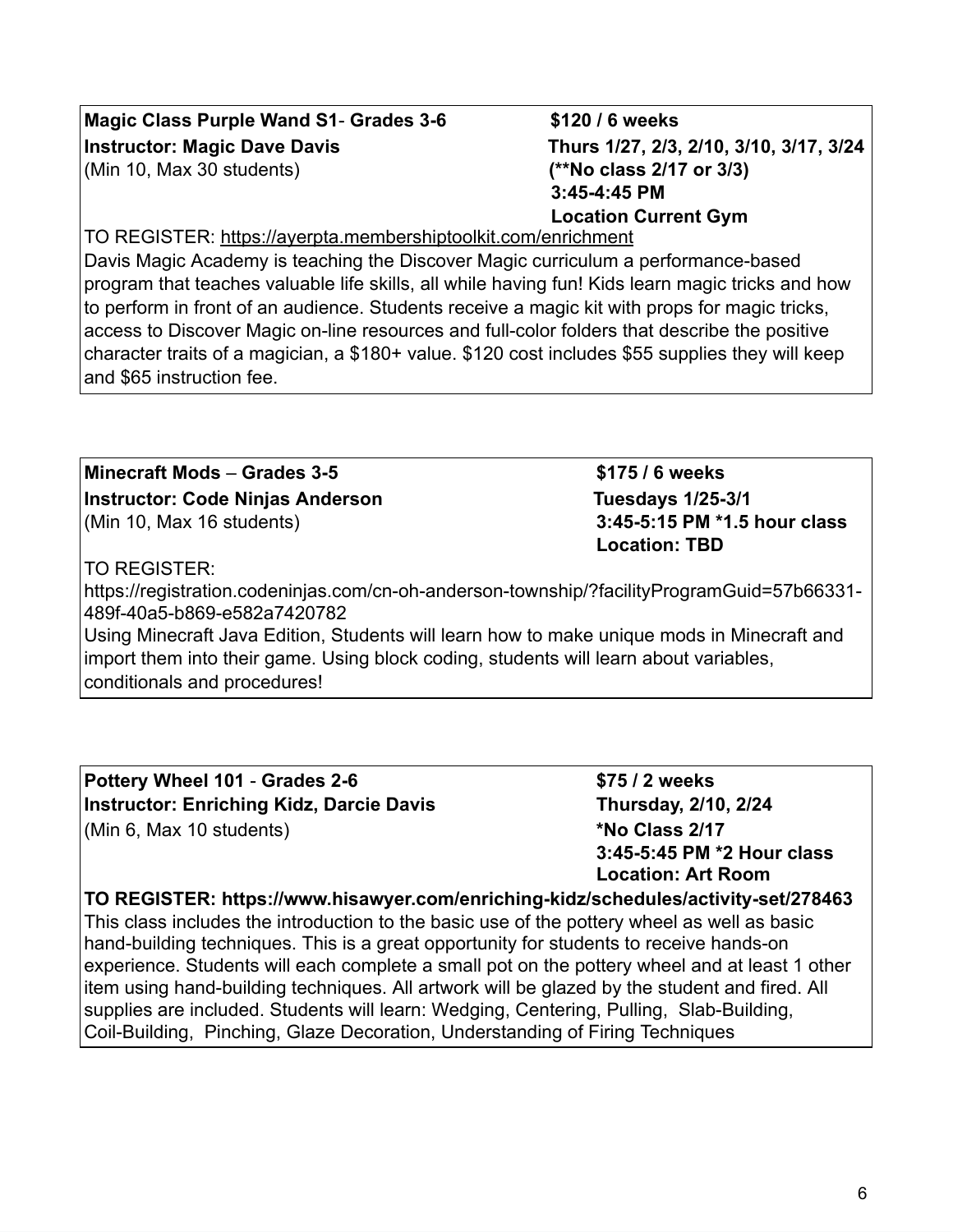**Magic Class Purple Wand S1** - **Grades 3-6**
**$120 / 6 weeks**
**Instructor: Magic Dave Davis**
**Thurs 1/27, 2/3, 2/10, 3/10, 3/17, 3/24**
(Min 10, Max 30 students)
**(**No class 2/17 or 3/3)**
**3:45-4:45 PM**
**Location Current Gym**

TO REGISTER: https://ayerpta.membershiptoolkit.com/enrichment

Davis Magic Academy is teaching the Discover Magic curriculum a performance-based program that teaches valuable life skills, all while having fun! Kids learn magic tricks and how to perform in front of an audience. Students receive a magic kit with props for magic tricks, access to Discover Magic on-line resources and full-color folders that describe the positive character traits of a magician, a $180+ value. $120 cost includes $55 supplies they will keep and $65 instruction fee.

---

**Minecraft Mods** – **Grades 3-5**
**$175 / 6 weeks**
**Instructor: Code Ninjas Anderson**
**Tuesdays 1/25-3/1**
(Min 10, Max 16 students)
**3:45-5:15 PM *1.5 hour class**
**Location: TBD**

TO REGISTER:
https://registration.codeninjas.com/cn-oh-anderson-township/?facilityProgramGuid=57b66331-489f-40a5-b869-e582a7420782

Using Minecraft Java Edition, Students will learn how to make unique mods in Minecraft and import them into their game. Using block coding, students will learn about variables, conditionals and procedures!

---

**Pottery Wheel 101** - **Grades 2-6**
**$75 / 2 weeks**
**Instructor: Enriching Kidz, Darcie Davis**
**Thursday, 2/10, 2/24**
(Min 6, Max 10 students)
***No Class 2/17**
**3:45-5:45 PM *2 Hour class**
**Location: Art Room**

**TO REGISTER: https://www.hisawyer.com/enriching-kidz/schedules/activity-set/278463**

This class includes the introduction to the basic use of the pottery wheel as well as basic hand-building techniques. This is a great opportunity for students to receive hands-on experience. Students will each complete a small pot on the pottery wheel and at least 1 other item using hand-building techniques. All artwork will be glazed by the student and fired. All supplies are included. Students will learn: Wedging, Centering, Pulling, Slab-Building, Coil-Building, Pinching, Glaze Decoration, Understanding of Firing Techniques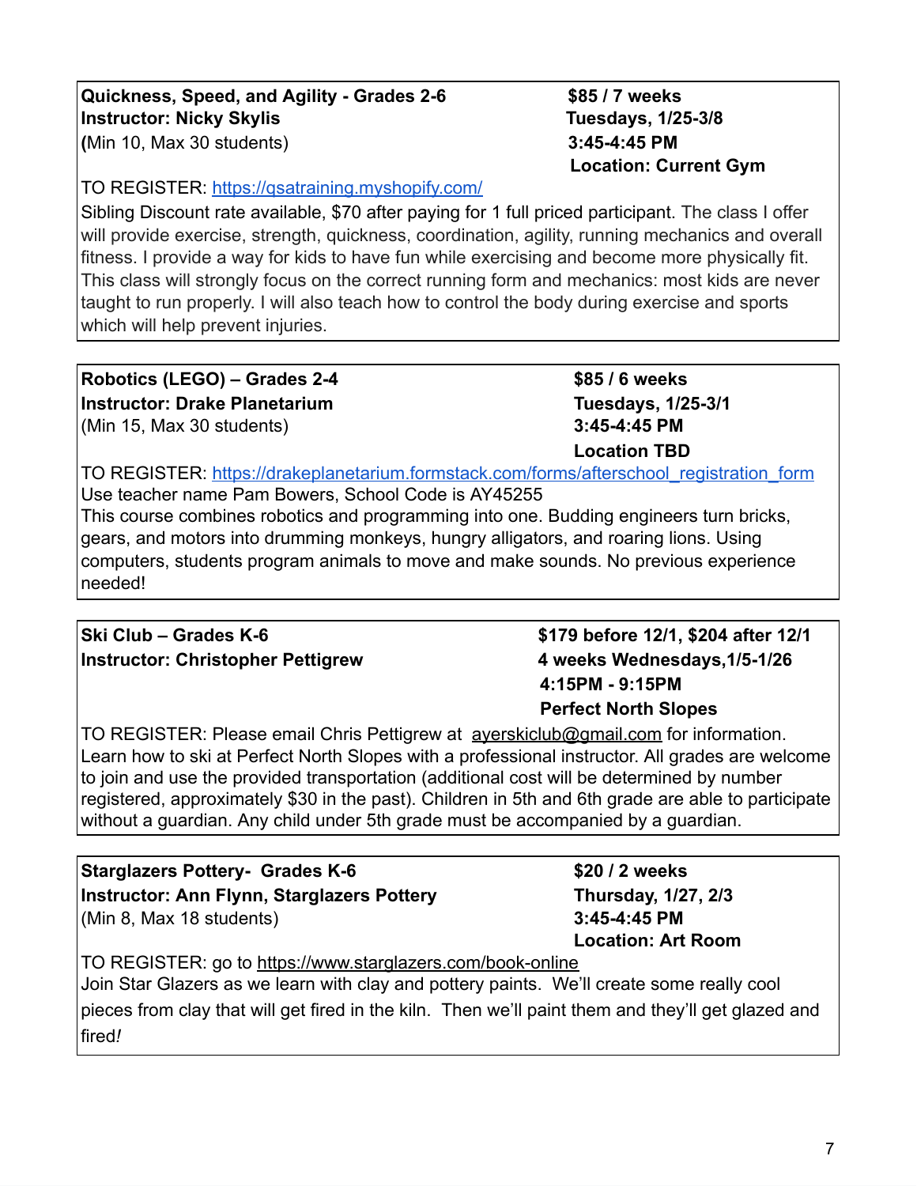**Quickness, Speed, and Agility - Grades 2-6**
**Instructor: Nicky Skylis**
(Min 10, Max 30 students)

**$85 / 7 weeks**
**Tuesdays, 1/25-3/8**
**3:45-4:45 PM**
**Location: Current Gym**

TO REGISTER: https://qsatraining.myshopify.com/
Sibling Discount rate available, $70 after paying for 1 full priced participant. The class I offer will provide exercise, strength, quickness, coordination, agility, running mechanics and overall fitness. I provide a way for kids to have fun while exercising and become more physically fit. This class will strongly focus on the correct running form and mechanics: most kids are never taught to run properly. I will also teach how to control the body during exercise and sports which will help prevent injuries.

---

**Robotics (LEGO) – Grades 2-4**
**Instructor: Drake Planetarium**
(Min 15, Max 30 students)

**$85 / 6 weeks**
**Tuesdays, 1/25-3/1**
**3:45-4:45 PM**
**Location TBD**

TO REGISTER: https://drakeplanetarium.formstack.com/forms/afterschool_registration_form
Use teacher name Pam Bowers, School Code is AY45255
This course combines robotics and programming into one. Budding engineers turn bricks, gears, and motors into drumming monkeys, hungry alligators, and roaring lions. Using computers, students program animals to move and make sounds. No previous experience needed!

---

**Ski Club – Grades K-6**
**Instructor: Christopher Pettigrew**

**$179 before 12/1, $204 after 12/1**
**4 weeks Wednesdays,1/5-1/26**
**4:15PM - 9:15PM**
**Perfect North Slopes**

TO REGISTER: Please email Chris Pettigrew at ayerskiclub@gmail.com for information.
Learn how to ski at Perfect North Slopes with a professional instructor. All grades are welcome to join and use the provided transportation (additional cost will be determined by number registered, approximately $30 in the past). Children in 5th and 6th grade are able to participate without a guardian. Any child under 5th grade must be accompanied by a guardian.

---

**Starglazers Pottery- Grades K-6**
**Instructor: Ann Flynn, Starglazers Pottery**
(Min 8, Max 18 students)

**$20 / 2 weeks**
**Thursday, 1/27, 2/3**
**3:45-4:45 PM**
**Location: Art Room**

TO REGISTER: go to https://www.starglazers.com/book-online
Join Star Glazers as we learn with clay and pottery paints. We'll create some really cool pieces from clay that will get fired in the kiln. Then we'll paint them and they'll get glazed and fired!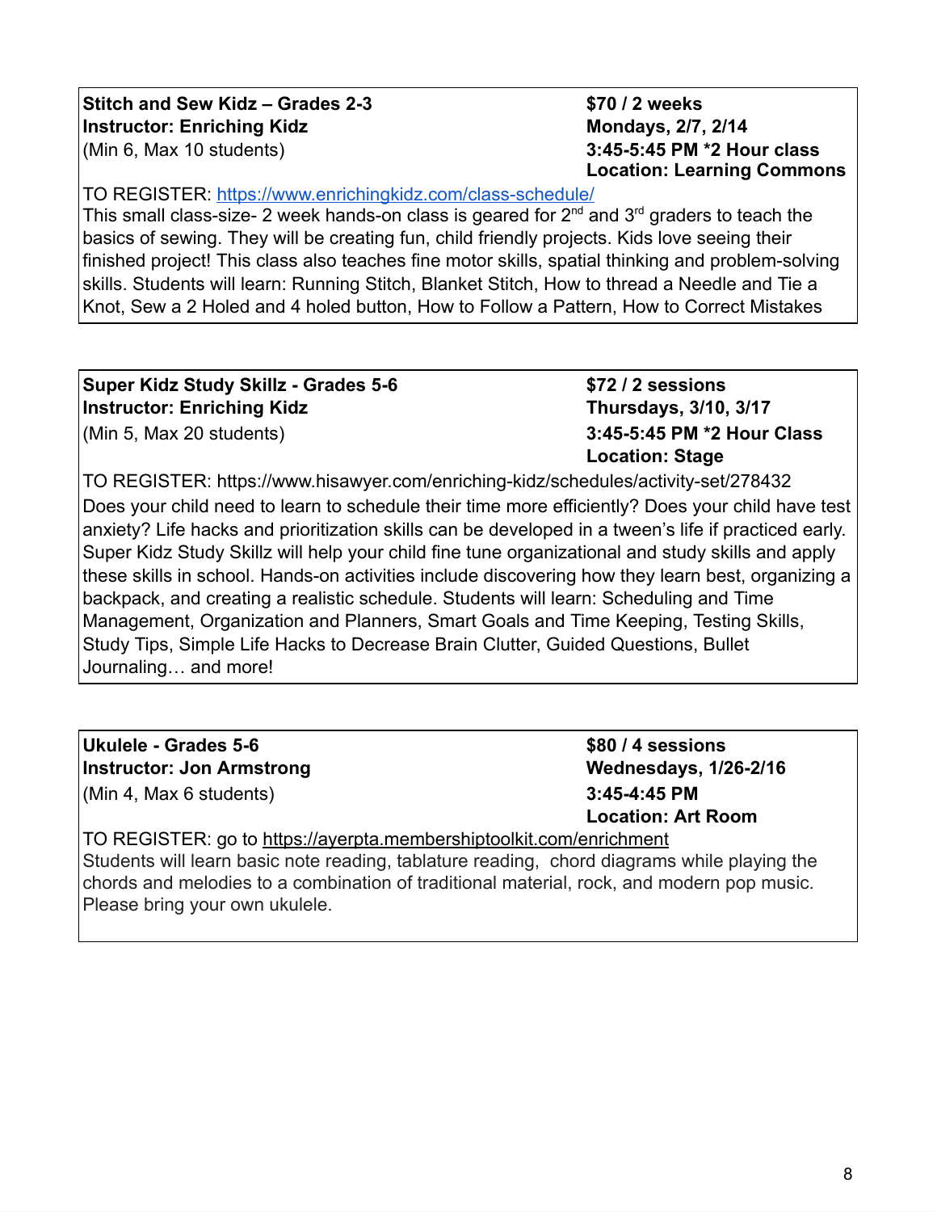**Stitch and Sew Kidz – Grades 2-3**
**Instructor: Enriching Kidz**
(Min 6, Max 10 students)

**$70 / 2 weeks**
**Mondays, 2/7, 2/14**
**3:45-5:45 PM *2 Hour class**
**Location: Learning Commons**

TO REGISTER: [https://www.enrichingkidz.com/class-schedule/](https://www.enrichingkidz.com/class-schedule/)

This small class-size- 2 week hands-on class is geared for 2nd and 3rd graders to teach the basics of sewing. They will be creating fun, child friendly projects. Kids love seeing their finished project! This class also teaches fine motor skills, spatial thinking and problem-solving skills. Students will learn: Running Stitch, Blanket Stitch, How to thread a Needle and Tie a Knot, Sew a 2 Holed and 4 holed button, How to Follow a Pattern, How to Correct Mistakes

---

**Super Kidz Study Skillz - Grades 5-6**
**Instructor: Enriching Kidz**
(Min 5, Max 20 students)

**$72 / 2 sessions**
**Thursdays, 3/10, 3/17**
**3:45-5:45 PM *2 Hour Class**
**Location: Stage**

TO REGISTER: https://www.hisawyer.com/enriching-kidz/schedules/activity-set/278432

Does your child need to learn to schedule their time more efficiently? Does your child have test anxiety? Life hacks and prioritization skills can be developed in a tween's life if practiced early. Super Kidz Study Skillz will help your child fine tune organizational and study skills and apply these skills in school. Hands-on activities include discovering how they learn best, organizing a backpack, and creating a realistic schedule. Students will learn: Scheduling and Time Management, Organization and Planners, Smart Goals and Time Keeping, Testing Skills, Study Tips, Simple Life Hacks to Decrease Brain Clutter, Guided Questions, Bullet Journaling… and more!

---

**Ukulele - Grades 5-6**
**Instructor: Jon Armstrong**
(Min 4, Max 6 students)

**$80 / 4 sessions**
**Wednesdays, 1/26-2/16**
**3:45-4:45 PM**
**Location: Art Room**

TO REGISTER: go to [https://ayerpta.membershiptoolkit.com/enrichment](https://ayerpta.membershiptoolkit.com/enrichment)

Students will learn basic note reading, tablature reading, chord diagrams while playing the chords and melodies to a combination of traditional material, rock, and modern pop music. Please bring your own ukulele.